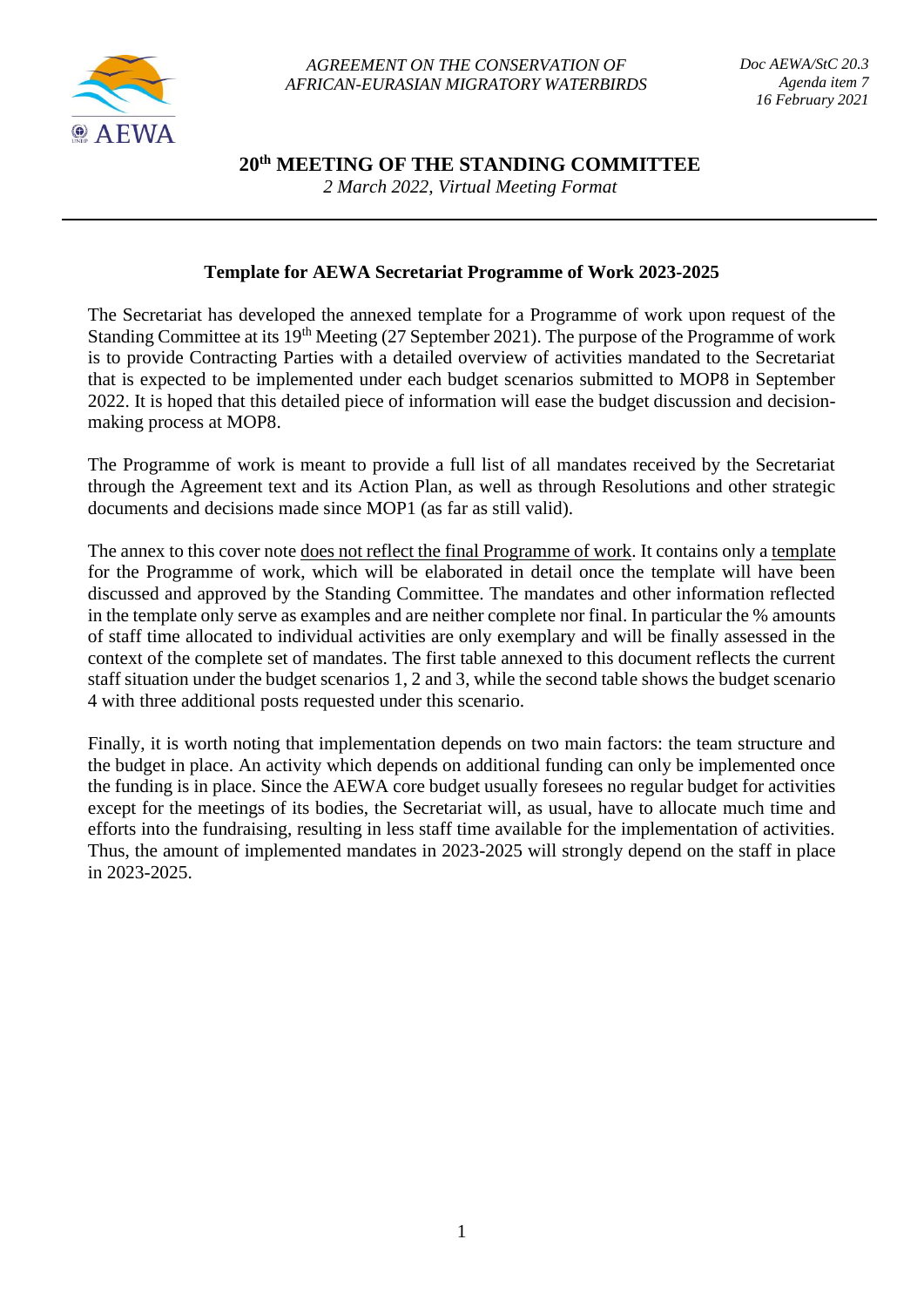AGREEMENT ON THE CONSERVATION OF AFRICAN-EURASIAN MIGRATORY WATERBIRDS

*Doc AEWA/StC 20.3*
*Agenda item 7*
*16 February 2021*

# 20th MEETING OF THE STANDING COMMITTEE

*2 March 2022, Virtual Meeting Format*

---

## Template for AEWA Secretariat Programme of Work 2023-2025

The Secretariat has developed the annexed template for a Programme of work upon request of the Standing Committee at its 19th Meeting (27 September 2021). The purpose of the Programme of work is to provide Contracting Parties with a detailed overview of activities mandated to the Secretariat that is expected to be implemented under each budget scenarios submitted to MOP8 in September 2022. It is hoped that this detailed piece of information will ease the budget discussion and decision-making process at MOP8.

The Programme of work is meant to provide a full list of all mandates received by the Secretariat through the Agreement text and its Action Plan, as well as through Resolutions and other strategic documents and decisions made since MOP1 (as far as still valid).

The annex to this cover note does not reflect the final Programme of work. It contains only a template for the Programme of work, which will be elaborated in detail once the template will have been discussed and approved by the Standing Committee. The mandates and other information reflected in the template only serve as examples and are neither complete nor final. In particular the % amounts of staff time allocated to individual activities are only exemplary and will be finally assessed in the context of the complete set of mandates. The first table annexed to this document reflects the current staff situation under the budget scenarios 1, 2 and 3, while the second table shows the budget scenario 4 with three additional posts requested under this scenario.

Finally, it is worth noting that implementation depends on two main factors: the team structure and the budget in place. An activity which depends on additional funding can only be implemented once the funding is in place. Since the AEWA core budget usually foresees no regular budget for activities except for the meetings of its bodies, the Secretariat will, as usual, have to allocate much time and efforts into the fundraising, resulting in less staff time available for the implementation of activities. Thus, the amount of implemented mandates in 2023-2025 will strongly depend on the staff in place in 2023-2025.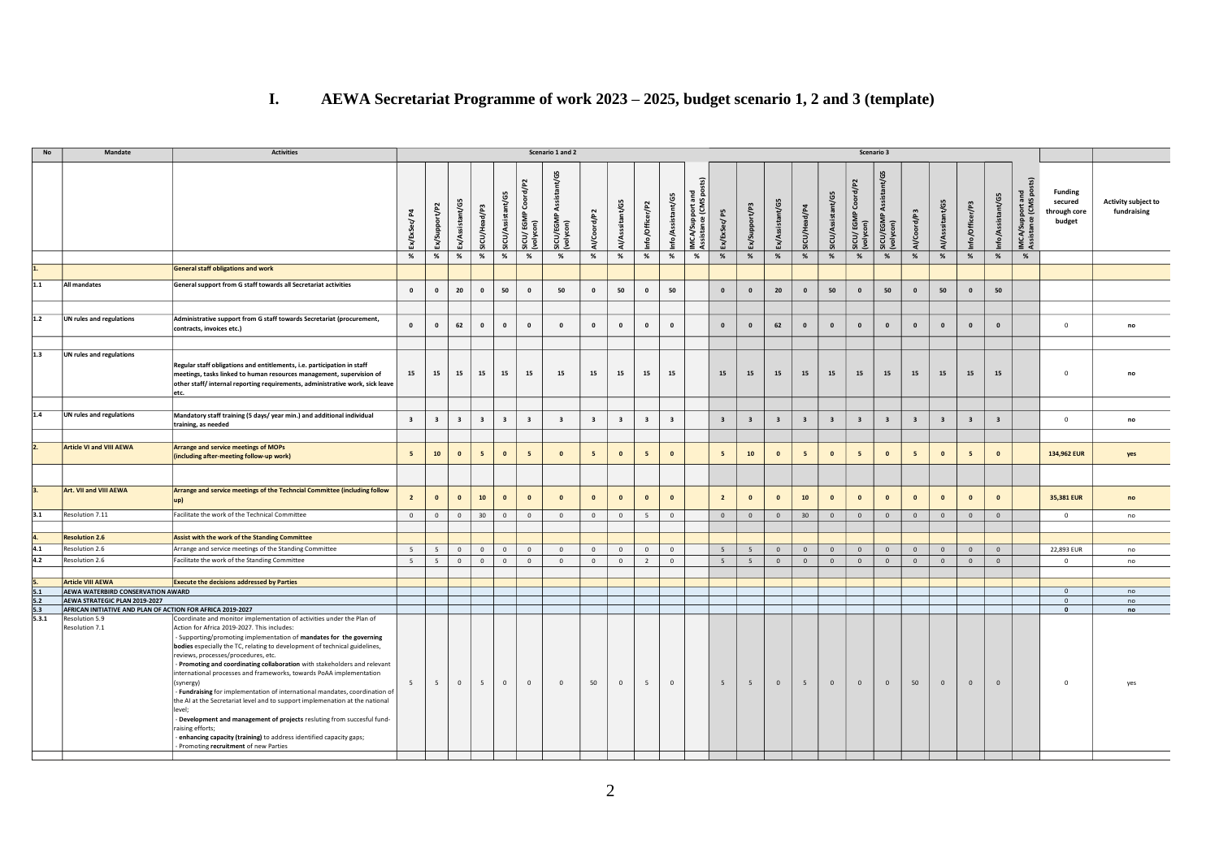# I. AEWA Secretariat Programme of work 2023 – 2025, budget scenario 1, 2 and 3 (template)

| No | Mandate | Activities | Scenario 1 and 2 | | | | | | | | | | | | Scenario 3 | | | | | | | | | | | | | |
|---|---|---|---|---|---|---|---|---|---|---|---|---|---|---|---|---|---|---|---|---|---|---|---|---|---|---|---|---|
| | | | Ex/ExSec/ P4 | Ex/Support/P2 | Ex/Assistant/G5 | SICU/Head/P3 | SICU/Assistant/G5 | SICU/ EGMP Coord/P2 (volycon) | SICU/EGMP Assistant/G5 (volycon) | AI/Coord/P2 | AI/Assistant/G5 | Info/Officer/P2 | Info/Assistant/G5 | IMCA/Support and Assistance (CMS posts) | Ex/ExSec/ P5 | Ex/Support/P3 | Ex/Assistant/G5 | SICU/Head/P4 | SICU/Assistant/G5 | SICU/ EGMP Coord/P2 (volycon) | SICU/EGMP Assistant/G5 (volycon) | AI/Coord/P3 | AI/Assistant/G5 | Info/Officer/P3 | Info/Assistant/G5 | IMCA/Support and Assistance (CMS posts) | Funding secured through core budget | Activity subject to fundraising |
| | | | % | % | % | % | % | % | % | % | % | % | % | % | % | % | % | % | % | % | % | % | % | % | % | % | | |
| 1. | | **General staff obligations and work** | | | | | | | | | | | | | | | | | | | | | | | | | | |
| 1.1 | **All mandates** | **General support from G staff towards all Secretariat activities** | **0** | **0** | **20** | **0** | **50** | **0** | **50** | **0** | **50** | **0** | **50** | | **0** | **0** | **20** | **0** | **50** | **0** | **50** | **0** | **50** | **0** | **50** | | | |
| 1.2 | **UN rules and regulations** | **Administrative support from G staff towards Secretariat (procurement, contracts, invoices etc.)** | **0** | **0** | **62** | **0** | **0** | **0** | **0** | **0** | **0** | **0** | **0** | | **0** | **0** | **62** | **0** | **0** | **0** | **0** | **0** | **0** | **0** | **0** | | 0 | **no** |
| 1.3 | **UN rules and regulations** | **Regular staff obligations and entitlements, i.e. participation in staff meetings, tasks linked to human resources management, supervision of other staff/ internal reporting requirements, administrative work, sick leave etc.** | **15** | **15** | **15** | **15** | **15** | **15** | **15** | **15** | **15** | **15** | **15** | | **15** | **15** | **15** | **15** | **15** | **15** | **15** | **15** | **15** | **15** | **15** | | 0 | **no** |
| 1.4 | **UN rules and regulations** | **Mandatory staff training (5 days/ year min.) and additional individual training, as needed** | **3** | **3** | **3** | **3** | **3** | **3** | **3** | **3** | **3** | **3** | **3** | | **3** | **3** | **3** | **3** | **3** | **3** | **3** | **3** | **3** | **3** | **3** | | 0 | **no** |
| 2. | **Article VI and VIII AEWA** | **Arrange and service meetings of MOPs (including after-meeting follow-up work)** | **5** | **10** | **0** | **5** | **0** | **5** | **0** | **5** | **0** | **5** | **0** | | **5** | **10** | **0** | **5** | **0** | **5** | **0** | **5** | **0** | **5** | **0** | | **134,962 EUR** | **yes** |
| 3. | **Art. VII and VIII AEWA** | **Arrange and service meetings of the Techncial Committee (including follow up)** | **2** | **0** | **0** | **10** | **0** | **0** | **0** | **0** | **0** | **0** | **0** | | **2** | **0** | **0** | **10** | **0** | **0** | **0** | **0** | **0** | **0** | **0** | | **35,381 EUR** | **no** |
| 3.1 | Resolution 7.11 | Facilitate the work of the Technical Committee | 0 | 0 | 0 | 30 | 0 | 0 | 0 | 0 | 0 | 5 | 0 | | 0 | 0 | 0 | 30 | 0 | 0 | 0 | 0 | 0 | 0 | 0 | | 0 | no |
| 4. | **Resolution 2.6** | **Assist with the work of the Standing Committee** | | | | | | | | | | | | | | | | | | | | | | | | | | |
| 4.1 | Resolution 2.6 | Arrange and service meetings of the Standing Committee | 5 | 5 | 0 | 0 | 0 | 0 | 0 | 0 | 0 | 0 | 0 | | 5 | 5 | 0 | 0 | 0 | 0 | 0 | 0 | 0 | 0 | 0 | | 22,893 EUR | no |
| 4.2 | Resolution 2.6 | Facilitate the work of the Standing Committee | 5 | 5 | 0 | 0 | 0 | 0 | 0 | 0 | 0 | 2 | 0 | | 5 | 5 | 0 | 0 | 0 | 0 | 0 | 0 | 0 | 0 | 0 | | 0 | no |
| 5. | **Article VIII AEWA** | **Execute the decisions addressed by Parties** | | | | | | | | | | | | | | | | | | | | | | | | | | |
| 5.1 | **AEWA WATERBIRD CONSERVATION AWARD** | | | | | | | | | | | | | | | | | | | | | | | | | | 0 | no |
| 5.2 | **AEWA STRATEGIC PLAN 2019-2027** | | | | | | | | | | | | | | | | | | | | | | | | | | 0 | no |
| 5.3 | **AFRICAN INITIATIVE AND PLAN OF ACTION FOR AFRICA 2019-2027** | | | | | | | | | | | | | | | | | | | | | | | | | | **0** | **no** |
| 5.3.1 | Resolution 5.9<br>Resolution 7.1 | Coordinate and monitor implementation of activities under the Plan of Action for Africa 2019-2027. This includes:<br>- Supporting/promoting implementation of **mandates for the governing bodies** especially the TC, relating to development of technical guidelines, reviews, processes/procedures, etc.<br>- **Promoting and coordinating collaboration** with stakeholders and relevant international processes and frameworks, towards PoAA implementation (synergy)<br>- **Fundraising** for implementation of international mandates, coordination of the AI at the Secretariat level and to support implemenation at the national level;<br>- **Development and management of projects** resluting from succesful fund-raising efforts;<br>- **enhancing capacity (training)** to address identified capacity gaps;<br>- Promoting **recruitment** of new Parties | 5 | 5 | 0 | 5 | 0 | 0 | 0 | 50 | 0 | 5 | 0 | | 5 | 5 | 0 | 5 | 0 | 0 | 0 | 50 | 0 | 0 | 0 | | 0 | yes |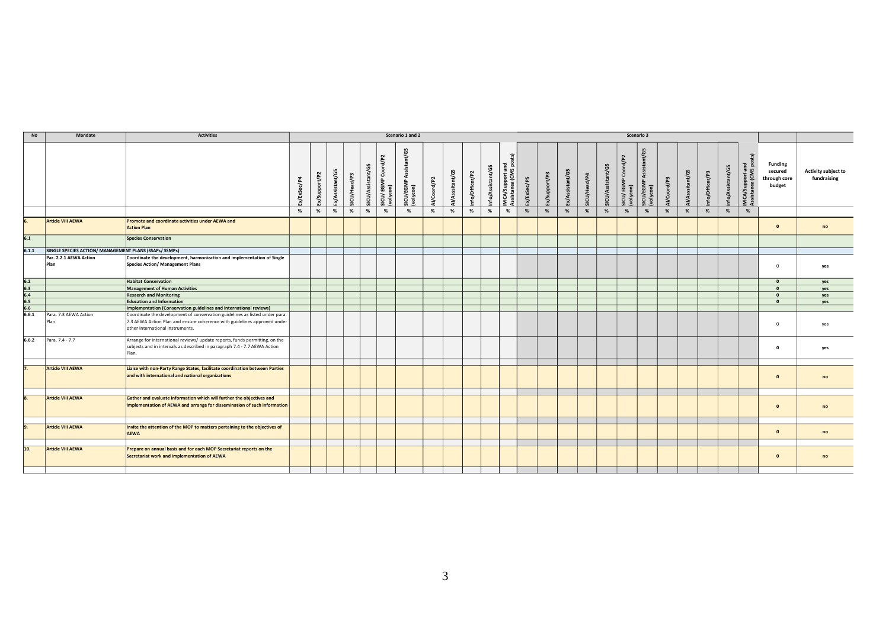| No | Mandate | Activities | Scenario 1 and 2 | | | | | | | | | | | | | Scenario 3 | | | | | | | | | | | | | | |
|---|---|---|---|---|---|---|---|---|---|---|---|---|---|---|---|---|---|---|---|---|---|---|---|---|---|---|---|---|---|---|
| | | | Ex/ExSec/P4 | Ex/Support/P2 | Ex/Assistant/G5 | SICU/Head/P3 | SICU/Assistant/G5 | SICU/ EGMP Coord/P2 (volycon) | SICU/EGMP Assistant/G5 (volycon) | AI/Coord/P2 | AI/Asssitant/G5 | Info/Officer/P2 | Info/Assistant/G5 | IMCA/Support and Assistance (CMS posts) | Ex/ExSec/P5 | Ex/Support/P3 | Ex/Assistant/G5 | SICU/Head/P4 | SICU/Assistant/G5 | SICU/ EGMP Coord/P2 (volycon) | SICU/EGMP Assistant/G5 (volycon) | AI/Coord/P3 | AI/Asssitant/G5 | Info/Officer/P3 | Info/Assistant/G5 | IMCA/Support and Assistance (CMS posts) | Funding secured through core budget | Activity subject to fundraising |
| | | | % | % | % | % | % | % | % | % | % | % | % | % | % | % | % | % | % | % | % | % | % | % | % | % | | |
| 6. | Article VIII AEWA | Promote and coordinate activities under AEWA and Action Plan | | | | | | | | | | | | | | | | | | | | | | | | | 0 | no |
| 6.1 | | Species Conservation | | | | | | | | | | | | | | | | | | | | | | | | | | |
| 6.1.1 | SINGLE SPECIES ACTION/ MANAGEMENT PLANS (SSAPs/ SSMPs) | | | | | | | | | | | | | | | | | | | | | | | | | | | |
| | Par. 2.2.1 AEWA Action Plan | Coordinate the development, harmonization and implementation of Single Species Action/ Management Plans | | | | | | | | | | | | | | | | | | | | | | | | | 0 | yes |
| 6.2 | | Habitat Conservation | | | | | | | | | | | | | | | | | | | | | | | | | 0 | yes |
| 6.3 | | Management of Human Activities | | | | | | | | | | | | | | | | | | | | | | | | | 0 | yes |
| 6.4 | | Resaerch and Monitoring | | | | | | | | | | | | | | | | | | | | | | | | | 0 | yes |
| 6.5 | | Education and Information | | | | | | | | | | | | | | | | | | | | | | | | | 0 | yes |
| 6.6 | | Implementation (Conservation guidelines and international reviews) | | | | | | | | | | | | | | | | | | | | | | | | | | |
| 6.6.1 | Para. 7.3 AEWA Action Plan | Coordinate the development of conservation guidelines as listed under para. 7.3 AEWA Action Plan and ensure coherence with guidelines approved under other international instruments. | | | | | | | | | | | | | | | | | | | | | | | | | 0 | yes |
| 6.6.2 | Para. 7.4 - 7.7 | Arrange for international reviews/ update reports, funds permitting, on the subjects and in intervals as described in paragraph 7.4 - 7.7 AEWA Action Plan. | | | | | | | | | | | | | | | | | | | | | | | | | 0 | yes |
| 7. | Article VIII AEWA | Liaise with non-Party Range States, facilitate coordination between Parties and with international and national organizations | | | | | | | | | | | | | | | | | | | | | | | | | 0 | no |
| 8. | Article VIII AEWA | Gather and evaluate information which will further the objectives and implementation of AEWA and arrange for dissemination of such information | | | | | | | | | | | | | | | | | | | | | | | | | 0 | no |
| 9. | Article VIII AEWA | Invite the attention of the MOP to matters pertaining to the objectives of AEWA | | | | | | | | | | | | | | | | | | | | | | | | | 0 | no |
| 10. | Article VIII AEWA | Prepare on annual basis and for each MOP Secretariat reports on the Secretariat work and implementation of AEWA | | | | | | | | | | | | | | | | | | | | | | | | | 0 | no |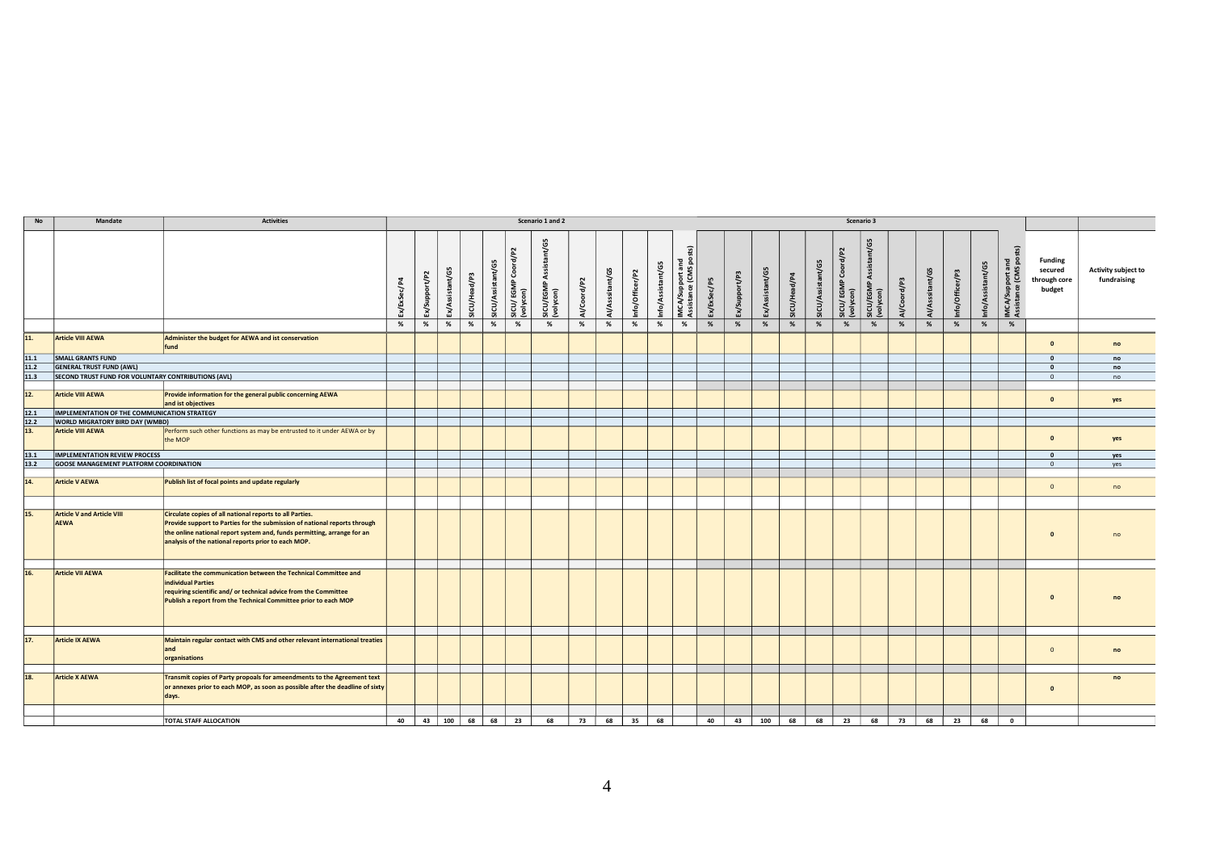| No | Mandate | Activities | Scenario 1 and 2 | | | | | | | | | | | | Scenario 3 | | | | | | | | | | | | | |
|---|---|---|---|---|---|---|---|---|---|---|---|---|---|---|---|---|---|---|---|---|---|---|---|---|---|---|---|---|
| | | | Ex/ExSec/P4 | Ex/Support/P2 | Ex/Assistant/G5 | SICU/Head/P3 | SICU/Assistant/G5 | SICU/ EGMP Coord/P2 (volycon) | SICU/EGMP Assistant/G5 (volycon) | AI/Coord/P2 | AI/Assistant/G5 | Info/Officer/P2 | Info/Assistant/G5 | IMCA/Support and Assistance (CMS posts) | Ex/ExSec/P5 | Ex/Support/P3 | Ex/Assistant/G5 | SICU/Head/P4 | SICU/Assistant/G5 | SICU/ EGMP Coord/P2 (volycon) | SICU/EGMP Assistant/G5 (volycon) | AI/Coord/P3 | AI/Assistant/G5 | Info/Officer/P3 | Info/Assistant/G5 | IMCA/Support and Assistance (CMS posts) | Funding secured through core budget | Activity subject to fundraising |
| | | | % | % | % | % | % | % | % | % | % | % | % | % | % | % | % | % | % | % | % | % | % | % | % | % | | |
| 11. | Article VIII AEWA | Administer the budget for AEWA and ist conservation fund | | | | | | | | | | | | | | | | | | | | | | | | | 0 | no |
| 11.1 | SMALL GRANTS FUND | | | | | | | | | | | | | | | | | | | | | | | | | | 0 | no |
| 11.2 | GENERAL TRUST FUND (AWL) | | | | | | | | | | | | | | | | | | | | | | | | | | 0 | no |
| 11.3 | SECOND TRUST FUND FOR VOLUNTARY CONTRIBUTIONS (AVL) | | | | | | | | | | | | | | | | | | | | | | | | | | 0 | no |
| 12. | Article VIII AEWA | Provide information for the general public concerning AEWA and ist objectives | | | | | | | | | | | | | | | | | | | | | | | | | 0 | yes |
| 12.1 | IMPLEMENTATION OF THE COMMUNICATION STRATEGY | | | | | | | | | | | | | | | | | | | | | | | | | | | |
| 12.2 | WORLD MIGRATORY BIRD DAY (WMBD) | | | | | | | | | | | | | | | | | | | | | | | | | | | |
| 13. | Article VIII AEWA | Perform such other functions as may be entrusted to it under AEWA or by the MOP | | | | | | | | | | | | | | | | | | | | | | | | | 0 | yes |
| 13.1 | IMPLEMENTATION REVIEW PROCESS | | | | | | | | | | | | | | | | | | | | | | | | | | 0 | yes |
| 13.2 | GOOSE MANAGEMENT PLATFORM COORDINATION | | | | | | | | | | | | | | | | | | | | | | | | | | 0 | yes |
| 14. | Article V AEWA | Publish list of focal points and update regularly | | | | | | | | | | | | | | | | | | | | | | | | | 0 | no |
| 15. | Article V and Article VIII AEWA | Circulate copies of all national reports to all Parties. Provide support to Parties for the submission of national reports through the online national report system and, funds permitting, arrange for an analysis of the national reports prior to each MOP. | | | | | | | | | | | | | | | | | | | | | | | | | 0 | no |
| 16. | Article VII AEWA | Facilitate the communication between the Technical Committee and individual Parties requiring scientific and/ or technical advice from the Committee Publish a report from the Technical Committee prior to each MOP | | | | | | | | | | | | | | | | | | | | | | | | | 0 | no |
| 17. | Article IX AEWA | Maintain regular contact with CMS and other relevant international treaties and organisations | | | | | | | | | | | | | | | | | | | | | | | | | 0 | no |
| 18. | Article X AEWA | Transmit copies of Party proposals for ameendments to the Agreement text or annexes prior to each MOP, as soon as possible after the deadline of sixty days. | | | | | | | | | | | | | | | | | | | | | | | | | 0 | no |
| | | TOTAL STAFF ALLOCATION | 40 | 43 | 100 | 68 | 68 | 23 | 68 | 73 | 68 | 35 | 68 | | 40 | 43 | 100 | 68 | 68 | 23 | 68 | 73 | 68 | 23 | 68 | 0 | | |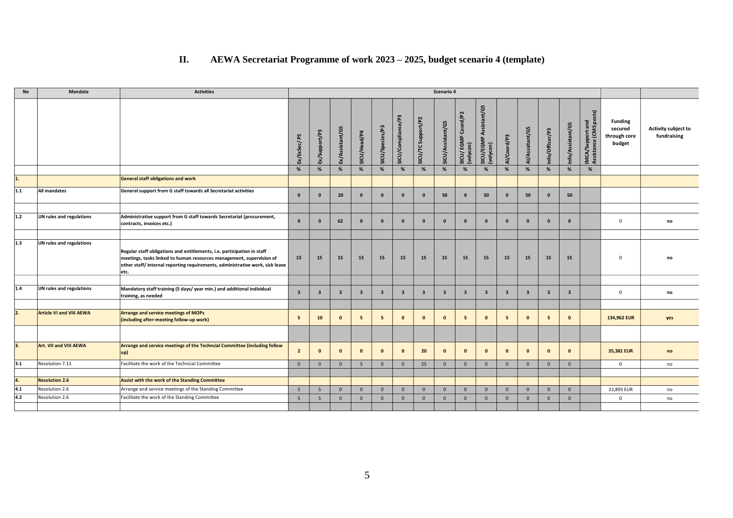## II. AEWA Secretariat Programme of work 2023 – 2025, budget scenario 4 (template)

| No | Mandate | Activities | Scenario 4 | | | | | | | | | | | | | | | | |
|---|---|---|---|---|---|---|---|---|---|---|---|---|---|---|---|---|---|---|---|
| | | | Ex/ExSec/ P5 | Ex/Support/P3 | Ex/Assistant/G5 | SICU/Head/P4 | SICU/Species/P3 | SICU/Compliance/P3 | SICU/TC Support/P2 | SICU/Assistant/G5 | SICU/ EGMP Coord/P2 (volycon) | SICU/EGMP Assistant/G5 (volycon) | AI/Coord/P3 | AI/Assistant/G5 | Info/Officer/P3 | Info/Assistant/G5 | IMCA/Support and Assistance (CMS posts) | Funding secured through core budget | Activity subject to fundraising |
| | | | % | % | % | % | % | % | % | % | % | % | % | % | % | % | % | | |
| **1.** | | **General staff obligations and work** | | | | | | | | | | | | | | | | | |
| **1.1** | **All mandates** | **General support from G staff towards all Secretariat activities** | **0** | **0** | **20** | **0** | **0** | **0** | **0** | **50** | **0** | **50** | **0** | **50** | **0** | **50** | | | |
| **1.2** | **UN rules and regulations** | **Administrative support from G staff towards Secretariat (procurement, contracts, invoices etc.)** | **0** | **0** | **62** | **0** | **0** | **0** | **0** | **0** | **0** | **0** | **0** | **0** | **0** | **0** | | 0 | **no** |
| **1.3** | **UN rules and regulations** | **Regular staff obligations and entitlements, i.e. participation in staff meetings, tasks linked to human resources management, supervision of other staff/ internal reporting requirements, administrative work, sick leave etc.** | **15** | **15** | **15** | **15** | **15** | **15** | **15** | **15** | **15** | **15** | **15** | **15** | **15** | **15** | | 0 | **no** |
| **1.4** | **UN rules and regulations** | **Mandatory staff training (5 days/ year min.) and additional individual training, as needed** | **3** | **3** | **3** | **3** | **3** | **3** | **3** | **3** | **3** | **3** | **3** | **3** | **3** | **3** | | 0 | **no** |
| **2.** | **Article VI and VIII AEWA** | **Arrange and service meetings of MOPs (including after-meeting follow-up work)** | **5** | **10** | **0** | **5** | **5** | **0** | **0** | **0** | **5** | **0** | **5** | **0** | **5** | **0** | | **134,962 EUR** | **yes** |
| **3.** | **Art. VII and VIII AEWA** | **Arrange and service meetings of the Techncial Committee (including follow up)** | **2** | **0** | **0** | **0** | **0** | **0** | **20** | **0** | **0** | **0** | **0** | **0** | **0** | **0** | | **35,381 EUR** | **no** |
| 3.1 | Resolution 7.11 | Facilitate the work of the Technical Committee | 0 | 0 | 0 | 5 | 0 | 0 | 25 | 0 | 0 | 0 | 0 | 0 | 0 | 0 | | 0 | no |
| **4.** | **Resolution 2.6** | **Assist with the work of the Standing Committee** | | | | | | | | | | | | | | | | | |
| 4.1 | Resolution 2.6 | Arrange and service meetings of the Standing Committee | 5 | 5 | 0 | 0 | 0 | 0 | 0 | 0 | 0 | 0 | 0 | 0 | 0 | 0 | | 22,893 EUR | no |
| 4.2 | Resolution 2.6 | Facilitate the work of the Standing Committee | 5 | 5 | 0 | 0 | 0 | 0 | 0 | 0 | 0 | 0 | 0 | 0 | 0 | 0 | | 0 | no |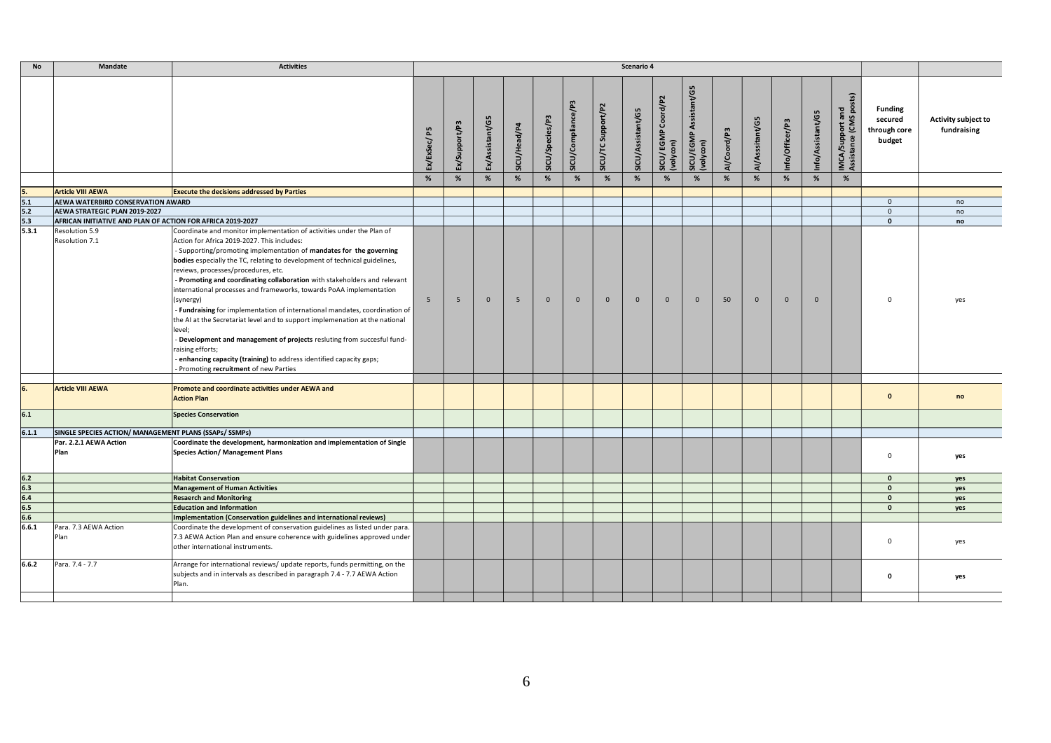| No | Mandate | Activities | Scenario 4 | | | | | | | | | | | | | | | | |
|---|---|---|---|---|---|---|---|---|---|---|---|---|---|---|---|---|---|---|---|
| | | | Ex/ExSec/ P5 | Ex/Support/P3 | Ex/Assistant/G5 | SICU/Head/P4 | SICU/Species/P3 | SICU/Compliance/P3 | SICU/TC Support/P2 | SICU/Assistant/G5 | SICU/ EGMP Coord/P2 (volycon) | SICU/EGMP Assistant/G5 (volycon) | AI/Coord/P3 | AI/Assistant/G5 | Info/Officer/P3 | Info/Assistant/G5 | IMCA /Support and Assistance (CMS posts) | Funding secured through core budget | Activity subject to fundraising |
| | | | % | % | % | % | % | % | % | % | % | % | % | % | % | % | % | | |
| 5. | **Article VIII AEWA** | **Execute the decisions addressed by Parties** | | | | | | | | | | | | | | | | | |
| 5.1 | **AEWA WATERBIRD CONSERVATION AWARD** | | | | | | | | | | | | | | | | | 0 | no |
| 5.2 | **AEWA STRATEGIC PLAN 2019-2027** | | | | | | | | | | | | | | | | | 0 | no |
| 5.3 | **AFRICAN INITIATIVE AND PLAN OF ACTION FOR AFRICA 2019-2027** | | | | | | | | | | | | | | | | | **0** | **no** |
| 5.3.1 | Resolution 5.9<br>Resolution 7.1 | Coordinate and monitor implementation of activities under the Plan of Action for Africa 2019-2027. This includes:<br>- Supporting/promoting implementation of **mandates for the governing bodies** especially the TC, relating to development of technical guidelines, reviews, processes/procedures, etc.<br>- **Promoting and coordinating collaboration** with stakeholders and relevant international processes and frameworks, towards PoAA implementation (synergy)<br>- **Fundraising** for implementation of international mandates, coordination of the AI at the Secretariat level and to support implemenation at the national level;<br>- **Development and management of projects** resluting from succesful fund-raising efforts;<br>- **enhancing capacity (training)** to address identified capacity gaps;<br>- Promoting **recruitment** of new Parties | 5 | 5 | 0 | 5 | 0 | 0 | 0 | 0 | 0 | 0 | 50 | 0 | 0 | 0 | | 0 | yes |
| | | | | | | | | | | | | | | | | | | | |
| 6. | **Article VIII AEWA** | **Promote and coordinate activities under AEWA and Action Plan** | | | | | | | | | | | | | | | | **0** | **no** |
| 6.1 | | **Species Conservation** | | | | | | | | | | | | | | | | | |
| 6.1.1 | **SINGLE SPECIES ACTION/ MANAGEMENT PLANS (SSAPs/ SSMPs)** | | | | | | | | | | | | | | | | | | |
| | **Par. 2.2.1 AEWA Action Plan** | **Coordinate the development, harmonization and implementation of Single Species Action/ Management Plans** | | | | | | | | | | | | | | | | 0 | **yes** |
| 6.2 | | **Habitat Conservation** | | | | | | | | | | | | | | | | **0** | **yes** |
| 6.3 | | **Management of Human Activities** | | | | | | | | | | | | | | | | **0** | **yes** |
| 6.4 | | **Resaerch and Monitoring** | | | | | | | | | | | | | | | | **0** | **yes** |
| 6.5 | | **Education and Information** | | | | | | | | | | | | | | | | **0** | **yes** |
| 6.6 | | **Implementation (Conservation guidelines and international reviews)** | | | | | | | | | | | | | | | | | |
| 6.6.1 | Para. 7.3 AEWA Action Plan | Coordinate the development of conservation guidelines as listed under para. 7.3 AEWA Action Plan and ensure coherence with guidelines approved under other international instruments. | | | | | | | | | | | | | | | | 0 | yes |
| 6.6.2 | Para. 7.4 - 7.7 | Arrange for international reviews/ update reports, funds permitting, on the subjects and in intervals as described in paragraph 7.4 - 7.7 AEWA Action Plan. | | | | | | | | | | | | | | | | **0** | **yes** |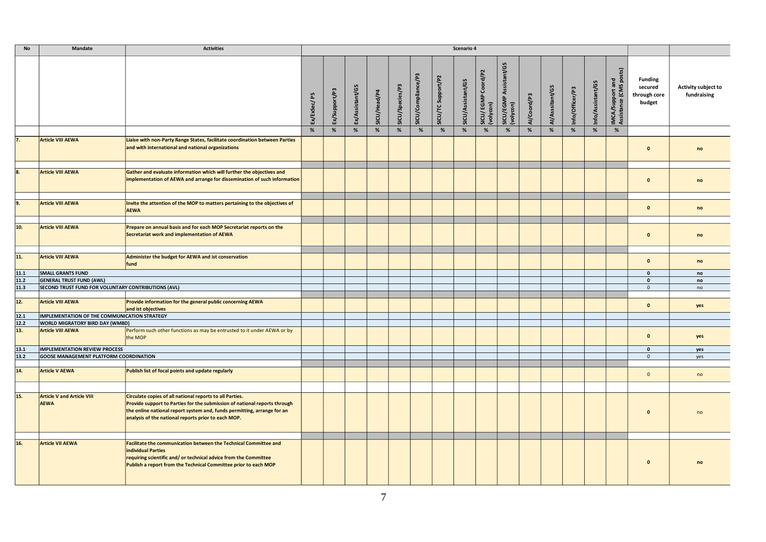| No | Mandate | Activities | Scenario 4 | | | | | | | | | | | | | | | Funding secured through core budget | Activity subject to fundraising |
|---|---|---|---|---|---|---|---|---|---|---|---|---|---|---|---|---|---|---|---|
| | | | Ex/ExSec/ P5 | Ex/Support/P3 | Ex/Assistant/G5 | SICU/Head/P4 | SICU/Species/P3 | SICU/Compliance/P3 | SICU/TC Support/P2 | SICU/Assistant/G5 | SICU/ EGMP Coord/P2 (volycon) | SICU/EGMP Assistant/G5 (volycon) | AI/Coord/P3 | AI/Asssitant/G5 | Info/Officer/P3 | Info/Assistant/G5 | IMCA/Support and Assistance (CMS posts) | | |
| | | | % | % | % | % | % | % | % | % | % | % | % | % | % | % | % | | |
| 7. | Article VIII AEWA | Liaise with non-Party Range States, facilitate coordination between Parties and with international and national organizations | | | | | | | | | | | | | | | | 0 | no |
| 8. | Article VIII AEWA | Gather and evaluate information which will further the objectives and implementation of AEWA and arrange for dissemination of such information | | | | | | | | | | | | | | | | 0 | no |
| 9. | Article VIII AEWA | Invite the attention of the MOP to matters pertaining to the objectives of AEWA | | | | | | | | | | | | | | | | 0 | no |
| 10. | Article VIII AEWA | Prepare on annual basis and for each MOP Secretariat reports on the Secretariat work and implementation of AEWA | | | | | | | | | | | | | | | | 0 | no |
| 11. | Article VIII AEWA | Administer the budget for AEWA and ist conservation fund | | | | | | | | | | | | | | | | 0 | no |
| 11.1 | SMALL GRANTS FUND | | | | | | | | | | | | | | | | | 0 | no |
| 11.2 | GENERAL TRUST FUND (AWL) | | | | | | | | | | | | | | | | | 0 | no |
| 11.3 | SECOND TRUST FUND FOR VOLUNTARY CONTRIBUTIONS (AVL) | | | | | | | | | | | | | | | | | 0 | no |
| 12. | Article VIII AEWA | Provide information for the general public concerning AEWA and ist objectives | | | | | | | | | | | | | | | | 0 | yes |
| 12.1 | IMPLEMENTATION OF THE COMMUNICATION STRATEGY | | | | | | | | | | | | | | | | | | |
| 12.2 | WORLD MIGRATORY BIRD DAY (WMBD) | | | | | | | | | | | | | | | | | | |
| 13. | Article VIII AEWA | Perform such other functions as may be entrusted to it under AEWA or by the MOP | | | | | | | | | | | | | | | | 0 | yes |
| 13.1 | IMPLEMENTATION REVIEW PROCESS | | | | | | | | | | | | | | | | | 0 | yes |
| 13.2 | GOOSE MANAGEMENT PLATFORM COORDINATION | | | | | | | | | | | | | | | | | 0 | yes |
| 14. | Article V AEWA | Publish list of focal points and update regularly | | | | | | | | | | | | | | | | 0 | no |
| 15. | Article V and Article VIII AEWA | Circulate copies of all national reports to all Parties. Provide support to Parties for the submission of national reports through the online national report system and, funds permitting, arrange for an analysis of the national reports prior to each MOP. | | | | | | | | | | | | | | | | 0 | no |
| 16. | Article VII AEWA | Facilitate the communication between the Technical Committee and individual Parties requiring scientific and/ or technical advice from the Committee Publish a report from the Technical Committee prior to each MOP | | | | | | | | | | | | | | | | 0 | no |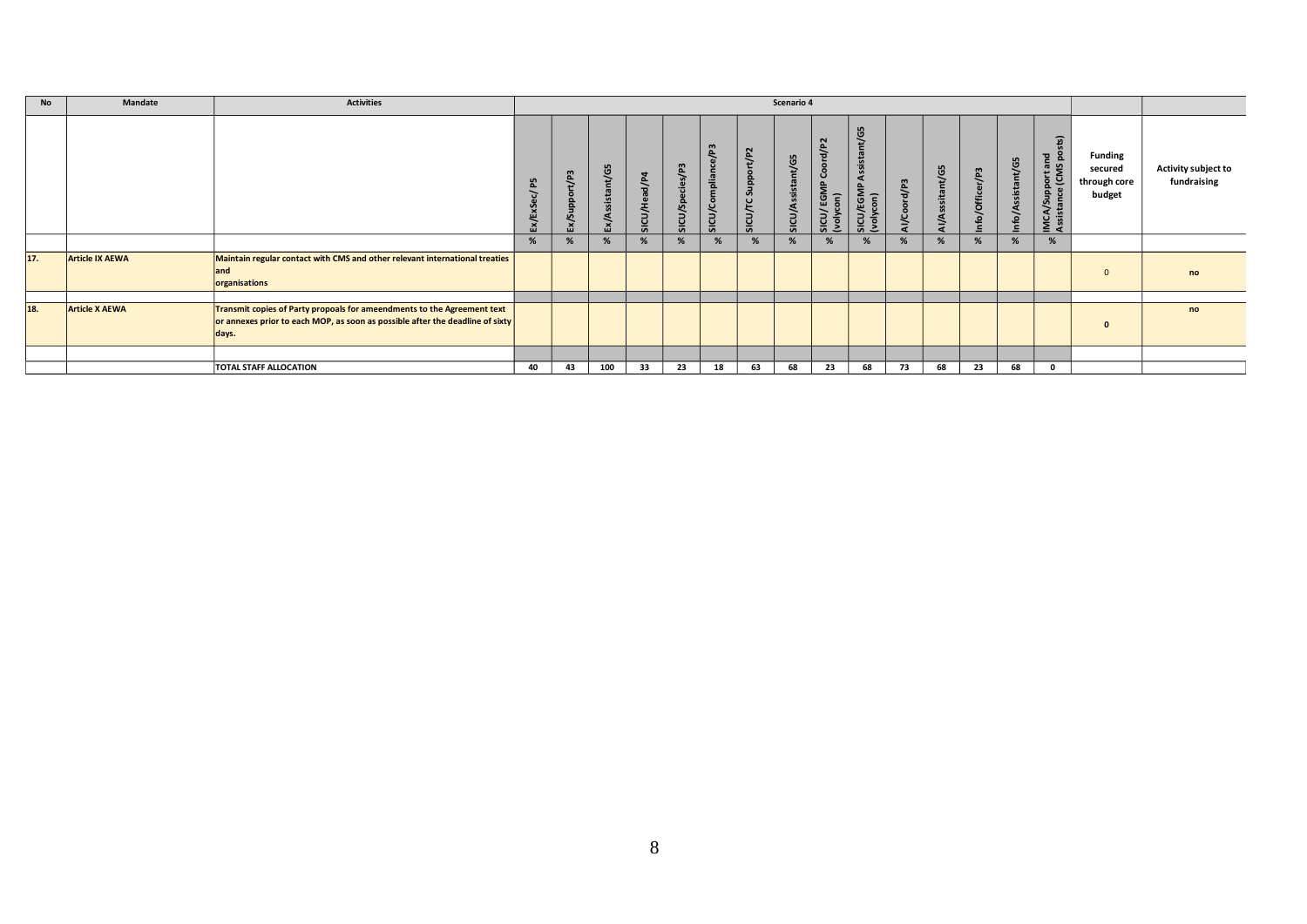| No | Mandate | Activities | Scenario 4 | | | | | | | | | | | | | | | | |
|---|---|---|---|---|---|---|---|---|---|---|---|---|---|---|---|---|---|---|---|
| | | | Ex/ExSec/ P5 | Ex/Support/P3 | Ex/Assistant/G5 | SICU/Head/P4 | SICU/Species/P3 | SICU/Compliance/P3 | SICU/TC Support/P2 | SICU/Assistant/G5 | SICU/ EGMP Coord/P2 (volycon) | SICU/EGMP Assistant/G5 (volycon) | AI/Coord/P3 | AI/Assitant/G5 | Info/Officer/P3 | Info/Assistant/G5 | IMCA/Support and Assistance (CMS posts) | Funding secured through core budget | Activity subject to fundraising |
| | | | % | % | % | % | % | % | % | % | % | % | % | % | % | % | % | | |
| 17. | Article IX AEWA | Maintain regular contact with CMS and other relevant international treaties and organisations | | | | | | | | | | | | | | | | 0 | no |
| 18. | Article X AEWA | Transmit copies of Party propoals for ameendments to the Agreement text or annexes prior to each MOP, as soon as possible after the deadline of sixty days. | | | | | | | | | | | | | | | | 0 | no |
| | | TOTAL STAFF ALLOCATION | 40 | 43 | 100 | 33 | 23 | 18 | 63 | 68 | 23 | 68 | 73 | 68 | 23 | 68 | 0 | | |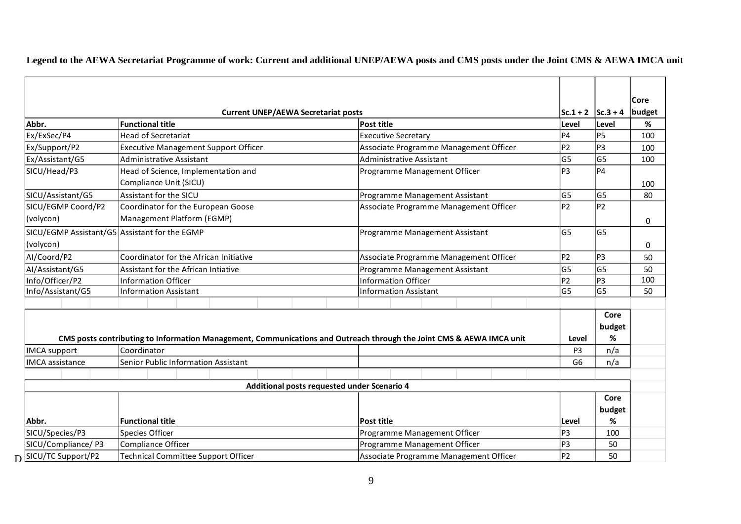**Legend to the AEWA Secretariat Programme of work: Current and additional UNEP/AEWA posts and CMS posts under the Joint CMS & AEWA IMCA unit**

| Current UNEP/AEWA Secretariat posts | | | Sc.1 + 2 | Sc.3 + 4 | Core budget |
|---|---|---|---|---|---|
| **Abbr.** | **Functional title** | **Post title** | **Level** | **Level** | **%** |
| Ex/ExSec/P4 | Head of Secretariat | Executive Secretary | P4 | P5 | 100 |
| Ex/Support/P2 | Executive Management Support Officer | Associate Programme Management Officer | P2 | P3 | 100 |
| Ex/Assistant/G5 | Administrative Assistant | Administrative Assistant | G5 | G5 | 100 |
| SICU/Head/P3 | Head of Science, Implementation and Compliance Unit (SICU) | Programme Management Officer | P3 | P4 | 100 |
| SICU/Assistant/G5 | Assistant for the SICU | Programme Management Assistant | G5 | G5 | 80 |
| SICU/EGMP Coord/P2 (volycon) | Coordinator for the European Goose Management Platform (EGMP) | Associate Programme Management Officer | P2 | P2 | 0 |
| SICU/EGMP Assistant/G5 (volycon) | Assistant for the EGMP | Programme Management Assistant | G5 | G5 | 0 |
| AI/Coord/P2 | Coordinator for the African Initiative | Associate Programme Management Officer | P2 | P3 | 50 |
| AI/Assistant/G5 | Assistant for the African Intiative | Programme Management Assistant | G5 | G5 | 50 |
| Info/Officer/P2 | Information Officer | Information Officer | P2 | P3 | 100 |
| Info/Assistant/G5 | Information Assistant | Information Assistant | G5 | G5 | 50 |

| CMS posts contributing to Information Management, Communications and Outreach through the Joint CMS & AEWA IMCA unit | | | Level | Core budget % |
|---|---|---|---|---|
| IMCA support | Coordinator | | P3 | n/a |
| IMCA assistance | Senior Public Information Assistant | | G6 | n/a |

| Additional posts requested under Scenario 4 | | | | |
|---|---|---|---|---|
| **Abbr.** | **Functional title** | **Post title** | **Level** | **Core budget %** |
| SICU/Species/P3 | Species Officer | Programme Management Officer | P3 | 100 |
| SICU/Compliance/ P3 | Compliance Officer | Programme Management Officer | P3 | 50 |
| SICU/TC Support/P2 | Technical Committee Support Officer | Associate Programme Management Officer | P2 | 50 |